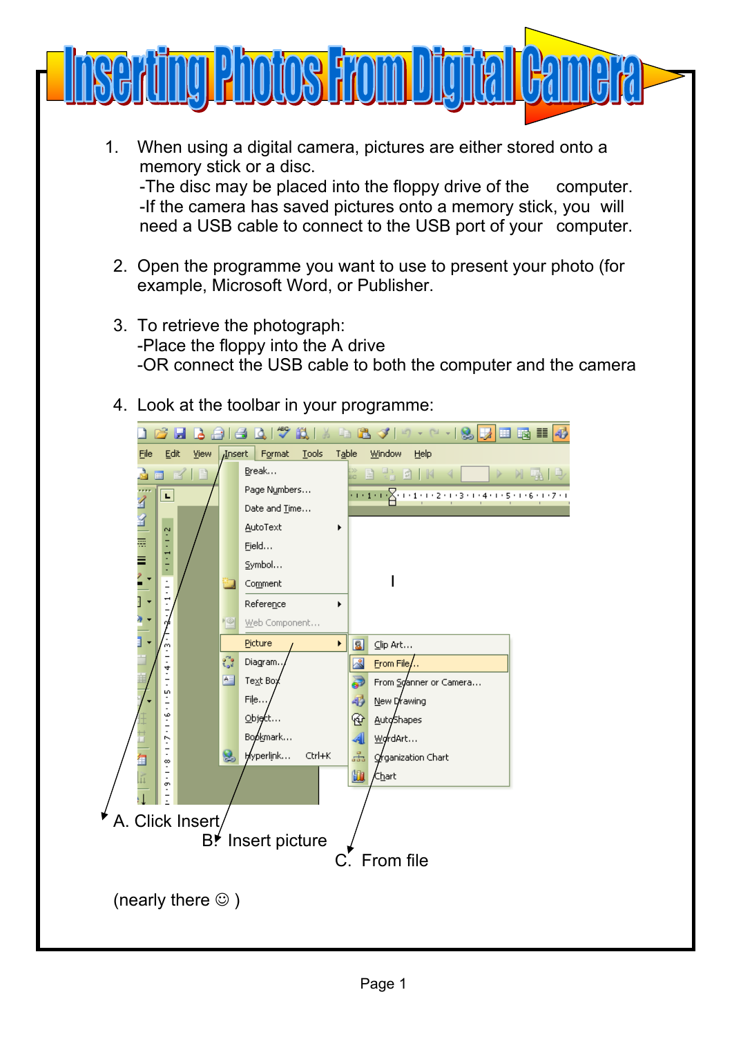# Inserting Photos From Digital Camera

1. When using a digital camera, pictures are either stored onto a memory stick or a disc.
   -The disc may be placed into the floppy drive of the computer.
   -If the camera has saved pictures onto a memory stick, you will need a USB cable to connect to the USB port of your computer.

2. Open the programme you want to use to present your photo (for example, Microsoft Word, or Publisher.

3. To retrieve the photograph:
   -Place the floppy into the A drive
   -OR connect the USB cable to both the computer and the camera

4. Look at the toolbar in your programme:

A. Click Insert

B. Insert picture

C. From file

(nearly there ☺ )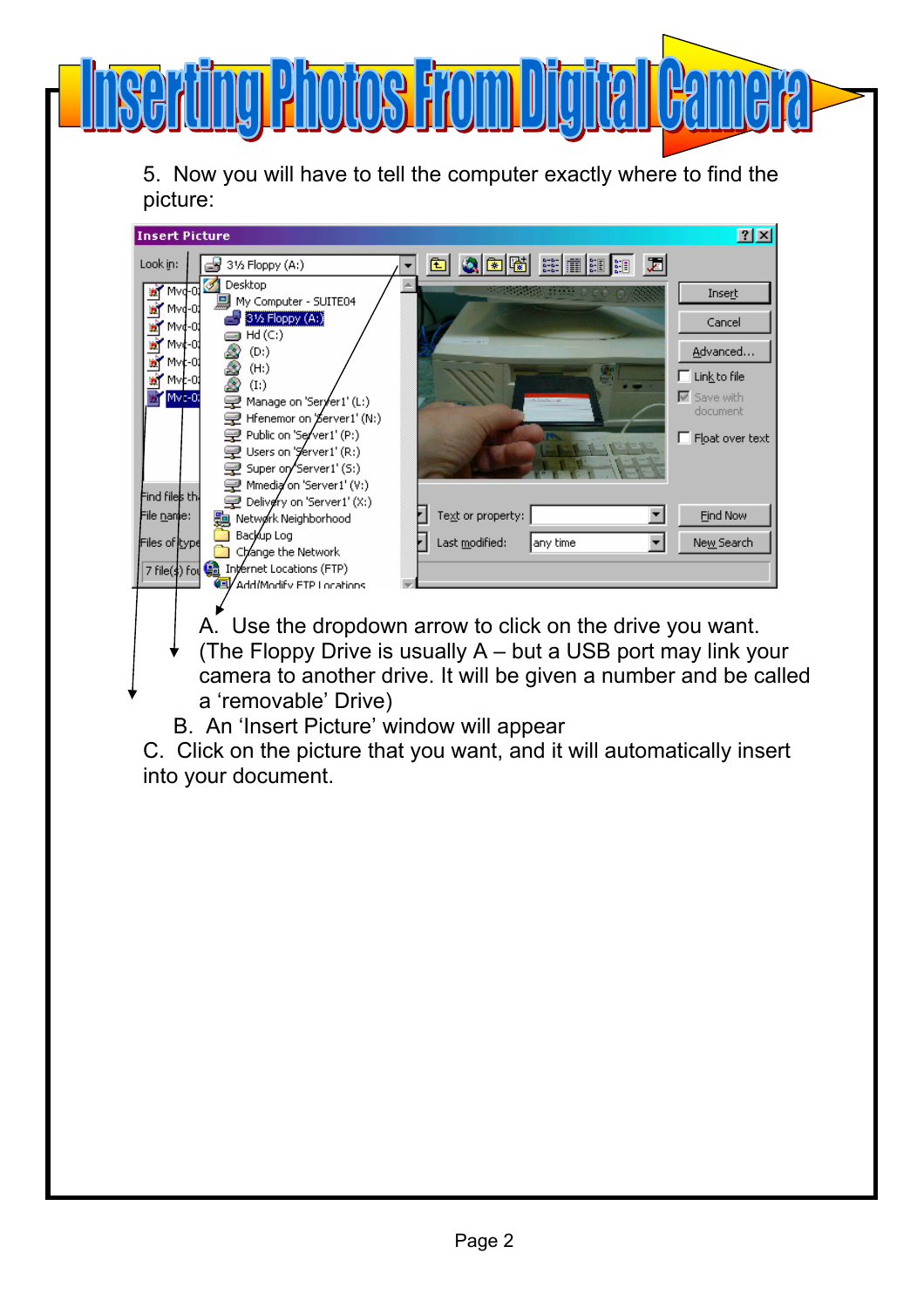# Inserting Photos From Digital Camera

5. Now you will have to tell the computer exactly where to find the picture:

A. Use the dropdown arrow to click on the drive you want. (The Floppy Drive is usually A – but a USB port may link your camera to another drive. It will be given a number and be called a 'removable' Drive)

B. An 'Insert Picture' window will appear

C. Click on the picture that you want, and it will automatically insert into your document.